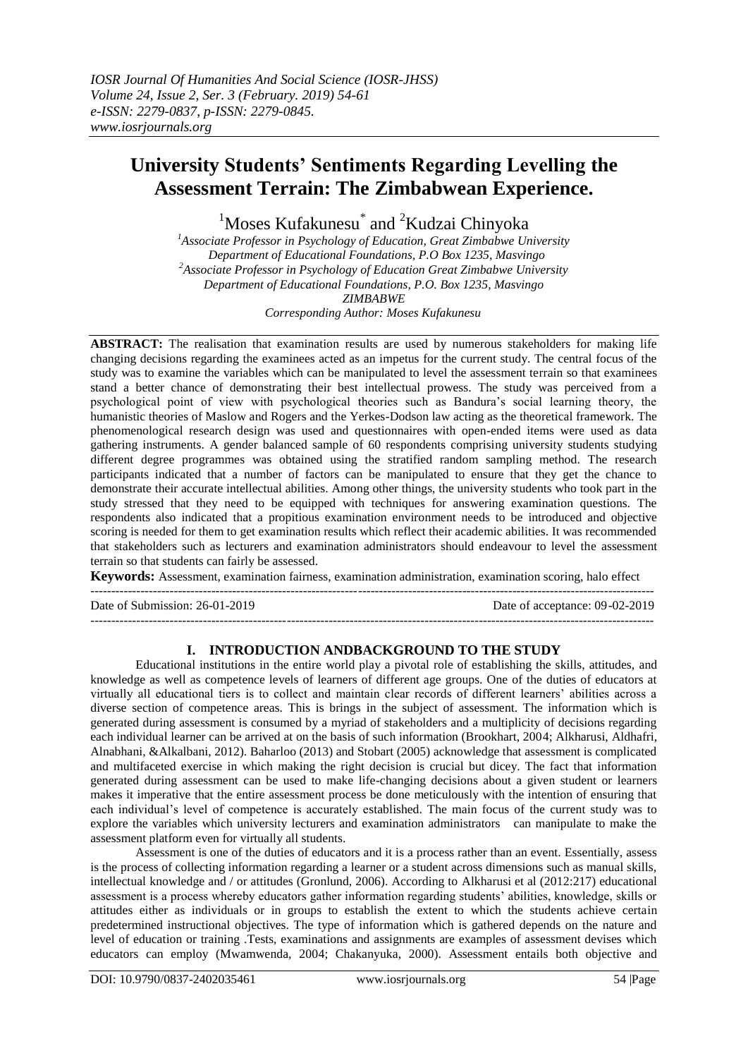# University Students' Sentiments Regarding Levelling the Assessment Terrain: The Zimbabwean Experience.

[1]Moses Kufakunesu* and [2]Kudzai Chinyoka

[1]*Associate Professor in Psychology of Education, Great Zimbabwe University Department of Educational Foundations, P.O Box 1235, Masvingo*
[2]*Associate Professor in Psychology of Education Great Zimbabwe University Department of Educational Foundations, P.O. Box 1235, Masvingo ZIMBABWE*
*Corresponding Author: Moses Kufakunesu*

**ABSTRACT:** The realisation that examination results are used by numerous stakeholders for making life changing decisions regarding the examinees acted as an impetus for the current study. The central focus of the study was to examine the variables which can be manipulated to level the assessment terrain so that examinees stand a better chance of demonstrating their best intellectual prowess. The study was perceived from a psychological point of view with psychological theories such as Bandura's social learning theory, the humanistic theories of Maslow and Rogers and the Yerkes-Dodson law acting as the theoretical framework. The phenomenological research design was used and questionnaires with open-ended items were used as data gathering instruments. A gender balanced sample of 60 respondents comprising university students studying different degree programmes was obtained using the stratified random sampling method. The research participants indicated that a number of factors can be manipulated to ensure that they get the chance to demonstrate their accurate intellectual abilities. Among other things, the university students who took part in the study stressed that they need to be equipped with techniques for answering examination questions. The respondents also indicated that a propitious examination environment needs to be introduced and objective scoring is needed for them to get examination results which reflect their academic abilities. It was recommended that stakeholders such as lecturers and examination administrators should endeavour to level the assessment terrain so that students can fairly be assessed.

**Keywords:** Assessment, examination fairness, examination administration, examination scoring, halo effect

---

Date of Submission: 26-01-2019 Date of acceptance: 09-02-2019

---

## I. INTRODUCTION ANDBACKGROUND TO THE STUDY

Educational institutions in the entire world play a pivotal role of establishing the skills, attitudes, and knowledge as well as competence levels of learners of different age groups. One of the duties of educators at virtually all educational tiers is to collect and maintain clear records of different learners' abilities across a diverse section of competence areas. This is brings in the subject of assessment. The information which is generated during assessment is consumed by a myriad of stakeholders and a multiplicity of decisions regarding each individual learner can be arrived at on the basis of such information (Brookhart, 2004; Alkharusi, Aldhafri, Alnabhani, &Alkalbani, 2012). Baharloo (2013) and Stobart (2005) acknowledge that assessment is complicated and multifaceted exercise in which making the right decision is crucial but dicey. The fact that information generated during assessment can be used to make life-changing decisions about a given student or learners makes it imperative that the entire assessment process be done meticulously with the intention of ensuring that each individual's level of competence is accurately established. The main focus of the current study was to explore the variables which university lecturers and examination administrators can manipulate to make the assessment platform even for virtually all students.

Assessment is one of the duties of educators and it is a process rather than an event. Essentially, assess is the process of collecting information regarding a learner or a student across dimensions such as manual skills, intellectual knowledge and / or attitudes (Gronlund, 2006). According to Alkharusi et al (2012:217) educational assessment is a process whereby educators gather information regarding students' abilities, knowledge, skills or attitudes either as individuals or in groups to establish the extent to which the students achieve certain predetermined instructional objectives. The type of information which is gathered depends on the nature and level of education or training .Tests, examinations and assignments are examples of assessment devises which educators can employ (Mwamwenda, 2004; Chakanyuka, 2000). Assessment entails both objective and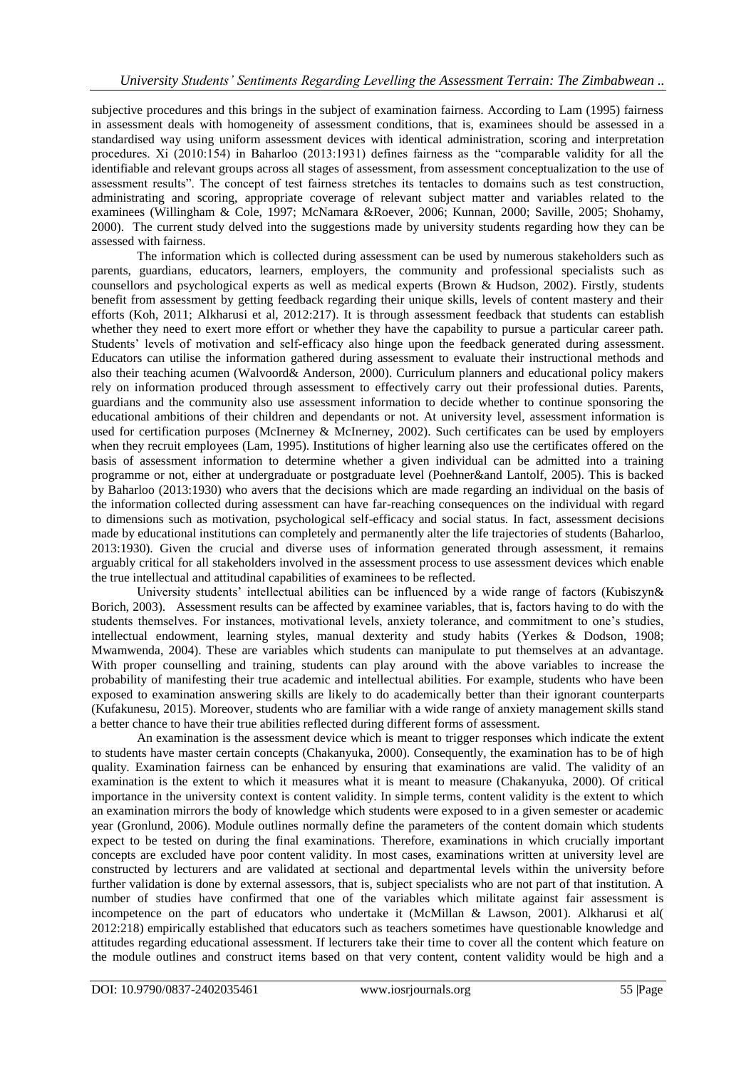subjective procedures and this brings in the subject of examination fairness. According to Lam (1995) fairness in assessment deals with homogeneity of assessment conditions, that is, examinees should be assessed in a standardised way using uniform assessment devices with identical administration, scoring and interpretation procedures. Xi (2010:154) in Baharloo (2013:1931) defines fairness as the "comparable validity for all the identifiable and relevant groups across all stages of assessment, from assessment conceptualization to the use of assessment results". The concept of test fairness stretches its tentacles to domains such as test construction, administrating and scoring, appropriate coverage of relevant subject matter and variables related to the examinees (Willingham & Cole, 1997; McNamara &Roever, 2006; Kunnan, 2000; Saville, 2005; Shohamy, 2000). The current study delved into the suggestions made by university students regarding how they can be assessed with fairness.

The information which is collected during assessment can be used by numerous stakeholders such as parents, guardians, educators, learners, employers, the community and professional specialists such as counsellors and psychological experts as well as medical experts (Brown & Hudson, 2002). Firstly, students benefit from assessment by getting feedback regarding their unique skills, levels of content mastery and their efforts (Koh, 2011; Alkharusi et al, 2012:217). It is through assessment feedback that students can establish whether they need to exert more effort or whether they have the capability to pursue a particular career path. Students' levels of motivation and self-efficacy also hinge upon the feedback generated during assessment. Educators can utilise the information gathered during assessment to evaluate their instructional methods and also their teaching acumen (Walvoord& Anderson, 2000). Curriculum planners and educational policy makers rely on information produced through assessment to effectively carry out their professional duties. Parents, guardians and the community also use assessment information to decide whether to continue sponsoring the educational ambitions of their children and dependants or not. At university level, assessment information is used for certification purposes (McInerney & McInerney, 2002). Such certificates can be used by employers when they recruit employees (Lam, 1995). Institutions of higher learning also use the certificates offered on the basis of assessment information to determine whether a given individual can be admitted into a training programme or not, either at undergraduate or postgraduate level (Poehner&and Lantolf, 2005). This is backed by Baharloo (2013:1930) who avers that the decisions which are made regarding an individual on the basis of the information collected during assessment can have far-reaching consequences on the individual with regard to dimensions such as motivation, psychological self-efficacy and social status. In fact, assessment decisions made by educational institutions can completely and permanently alter the life trajectories of students (Baharloo, 2013:1930). Given the crucial and diverse uses of information generated through assessment, it remains arguably critical for all stakeholders involved in the assessment process to use assessment devices which enable the true intellectual and attitudinal capabilities of examinees to be reflected.

University students' intellectual abilities can be influenced by a wide range of factors (Kubiszyn& Borich, 2003). Assessment results can be affected by examinee variables, that is, factors having to do with the students themselves. For instances, motivational levels, anxiety tolerance, and commitment to one's studies, intellectual endowment, learning styles, manual dexterity and study habits (Yerkes & Dodson, 1908; Mwamwenda, 2004). These are variables which students can manipulate to put themselves at an advantage. With proper counselling and training, students can play around with the above variables to increase the probability of manifesting their true academic and intellectual abilities. For example, students who have been exposed to examination answering skills are likely to do academically better than their ignorant counterparts (Kufakunesu, 2015). Moreover, students who are familiar with a wide range of anxiety management skills stand a better chance to have their true abilities reflected during different forms of assessment.

An examination is the assessment device which is meant to trigger responses which indicate the extent to students have master certain concepts (Chakanyuka, 2000). Consequently, the examination has to be of high quality. Examination fairness can be enhanced by ensuring that examinations are valid. The validity of an examination is the extent to which it measures what it is meant to measure (Chakanyuka, 2000). Of critical importance in the university context is content validity. In simple terms, content validity is the extent to which an examination mirrors the body of knowledge which students were exposed to in a given semester or academic year (Gronlund, 2006). Module outlines normally define the parameters of the content domain which students expect to be tested on during the final examinations. Therefore, examinations in which crucially important concepts are excluded have poor content validity. In most cases, examinations written at university level are constructed by lecturers and are validated at sectional and departmental levels within the university before further validation is done by external assessors, that is, subject specialists who are not part of that institution. A number of studies have confirmed that one of the variables which militate against fair assessment is incompetence on the part of educators who undertake it (McMillan & Lawson, 2001). Alkharusi et al( 2012:218) empirically established that educators such as teachers sometimes have questionable knowledge and attitudes regarding educational assessment. If lecturers take their time to cover all the content which feature on the module outlines and construct items based on that very content, content validity would be high and a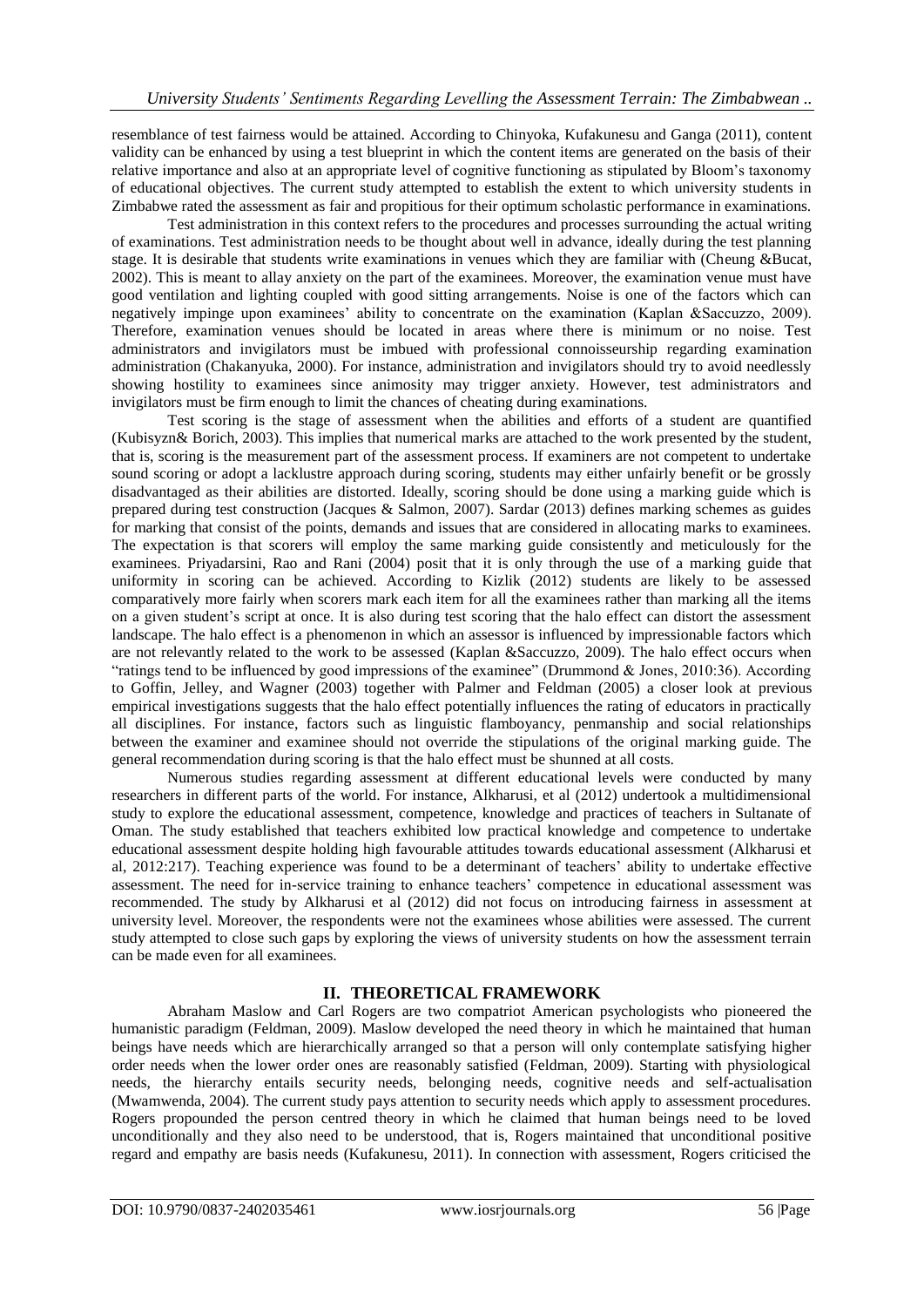resemblance of test fairness would be attained. According to Chinyoka, Kufakunesu and Ganga (2011), content validity can be enhanced by using a test blueprint in which the content items are generated on the basis of their relative importance and also at an appropriate level of cognitive functioning as stipulated by Bloom's taxonomy of educational objectives. The current study attempted to establish the extent to which university students in Zimbabwe rated the assessment as fair and propitious for their optimum scholastic performance in examinations.

Test administration in this context refers to the procedures and processes surrounding the actual writing of examinations. Test administration needs to be thought about well in advance, ideally during the test planning stage. It is desirable that students write examinations in venues which they are familiar with (Cheung &Bucat, 2002). This is meant to allay anxiety on the part of the examinees. Moreover, the examination venue must have good ventilation and lighting coupled with good sitting arrangements. Noise is one of the factors which can negatively impinge upon examinees' ability to concentrate on the examination (Kaplan &Saccuzzo, 2009). Therefore, examination venues should be located in areas where there is minimum or no noise. Test administrators and invigilators must be imbued with professional connoisseurship regarding examination administration (Chakanyuka, 2000). For instance, administration and invigilators should try to avoid needlessly showing hostility to examinees since animosity may trigger anxiety. However, test administrators and invigilators must be firm enough to limit the chances of cheating during examinations.

Test scoring is the stage of assessment when the abilities and efforts of a student are quantified (Kubisyzn& Borich, 2003). This implies that numerical marks are attached to the work presented by the student, that is, scoring is the measurement part of the assessment process. If examiners are not competent to undertake sound scoring or adopt a lacklustre approach during scoring, students may either unfairly benefit or be grossly disadvantaged as their abilities are distorted. Ideally, scoring should be done using a marking guide which is prepared during test construction (Jacques & Salmon, 2007). Sardar (2013) defines marking schemes as guides for marking that consist of the points, demands and issues that are considered in allocating marks to examinees. The expectation is that scorers will employ the same marking guide consistently and meticulously for the examinees. Priyadarsini, Rao and Rani (2004) posit that it is only through the use of a marking guide that uniformity in scoring can be achieved. According to Kizlik (2012) students are likely to be assessed comparatively more fairly when scorers mark each item for all the examinees rather than marking all the items on a given student's script at once. It is also during test scoring that the halo effect can distort the assessment landscape. The halo effect is a phenomenon in which an assessor is influenced by impressionable factors which are not relevantly related to the work to be assessed (Kaplan &Saccuzzo, 2009). The halo effect occurs when "ratings tend to be influenced by good impressions of the examinee" (Drummond & Jones, 2010:36). According to Goffin, Jelley, and Wagner (2003) together with Palmer and Feldman (2005) a closer look at previous empirical investigations suggests that the halo effect potentially influences the rating of educators in practically all disciplines. For instance, factors such as linguistic flamboyancy, penmanship and social relationships between the examiner and examinee should not override the stipulations of the original marking guide. The general recommendation during scoring is that the halo effect must be shunned at all costs.

Numerous studies regarding assessment at different educational levels were conducted by many researchers in different parts of the world. For instance, Alkharusi, et al (2012) undertook a multidimensional study to explore the educational assessment, competence, knowledge and practices of teachers in Sultanate of Oman. The study established that teachers exhibited low practical knowledge and competence to undertake educational assessment despite holding high favourable attitudes towards educational assessment (Alkharusi et al, 2012:217). Teaching experience was found to be a determinant of teachers' ability to undertake effective assessment. The need for in-service training to enhance teachers' competence in educational assessment was recommended. The study by Alkharusi et al (2012) did not focus on introducing fairness in assessment at university level. Moreover, the respondents were not the examinees whose abilities were assessed. The current study attempted to close such gaps by exploring the views of university students on how the assessment terrain can be made even for all examinees.

## II. THEORETICAL FRAMEWORK

Abraham Maslow and Carl Rogers are two compatriot American psychologists who pioneered the humanistic paradigm (Feldman, 2009). Maslow developed the need theory in which he maintained that human beings have needs which are hierarchically arranged so that a person will only contemplate satisfying higher order needs when the lower order ones are reasonably satisfied (Feldman, 2009). Starting with physiological needs, the hierarchy entails security needs, belonging needs, cognitive needs and self-actualisation (Mwamwenda, 2004). The current study pays attention to security needs which apply to assessment procedures. Rogers propounded the person centred theory in which he claimed that human beings need to be loved unconditionally and they also need to be understood, that is, Rogers maintained that unconditional positive regard and empathy are basis needs (Kufakunesu, 2011). In connection with assessment, Rogers criticised the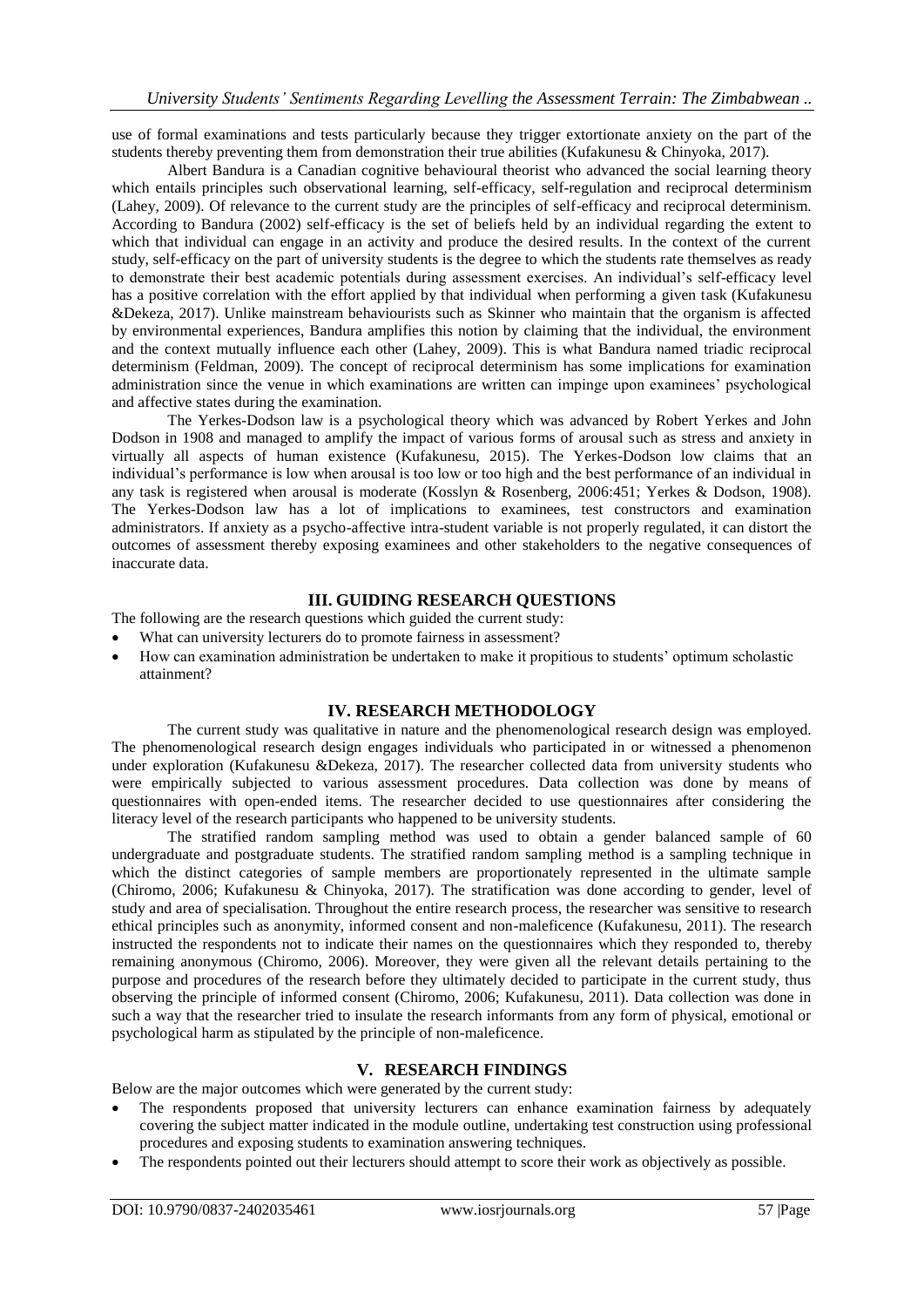use of formal examinations and tests particularly because they trigger extortionate anxiety on the part of the students thereby preventing them from demonstration their true abilities (Kufakunesu & Chinyoka, 2017).

Albert Bandura is a Canadian cognitive behavioural theorist who advanced the social learning theory which entails principles such observational learning, self-efficacy, self-regulation and reciprocal determinism (Lahey, 2009). Of relevance to the current study are the principles of self-efficacy and reciprocal determinism. According to Bandura (2002) self-efficacy is the set of beliefs held by an individual regarding the extent to which that individual can engage in an activity and produce the desired results. In the context of the current study, self-efficacy on the part of university students is the degree to which the students rate themselves as ready to demonstrate their best academic potentials during assessment exercises. An individual's self-efficacy level has a positive correlation with the effort applied by that individual when performing a given task (Kufakunesu &Dekeza, 2017). Unlike mainstream behaviourists such as Skinner who maintain that the organism is affected by environmental experiences, Bandura amplifies this notion by claiming that the individual, the environment and the context mutually influence each other (Lahey, 2009). This is what Bandura named triadic reciprocal determinism (Feldman, 2009). The concept of reciprocal determinism has some implications for examination administration since the venue in which examinations are written can impinge upon examinees' psychological and affective states during the examination.

The Yerkes-Dodson law is a psychological theory which was advanced by Robert Yerkes and John Dodson in 1908 and managed to amplify the impact of various forms of arousal such as stress and anxiety in virtually all aspects of human existence (Kufakunesu, 2015). The Yerkes-Dodson low claims that an individual's performance is low when arousal is too low or too high and the best performance of an individual in any task is registered when arousal is moderate (Kosslyn & Rosenberg, 2006:451; Yerkes & Dodson, 1908). The Yerkes-Dodson law has a lot of implications to examinees, test constructors and examination administrators. If anxiety as a psycho-affective intra-student variable is not properly regulated, it can distort the outcomes of assessment thereby exposing examinees and other stakeholders to the negative consequences of inaccurate data.

## III. GUIDING RESEARCH QUESTIONS

The following are the research questions which guided the current study:

- What can university lecturers do to promote fairness in assessment?
- How can examination administration be undertaken to make it propitious to students' optimum scholastic attainment?

## IV. RESEARCH METHODOLOGY

The current study was qualitative in nature and the phenomenological research design was employed. The phenomenological research design engages individuals who participated in or witnessed a phenomenon under exploration (Kufakunesu &Dekeza, 2017). The researcher collected data from university students who were empirically subjected to various assessment procedures. Data collection was done by means of questionnaires with open-ended items. The researcher decided to use questionnaires after considering the literacy level of the research participants who happened to be university students.

The stratified random sampling method was used to obtain a gender balanced sample of 60 undergraduate and postgraduate students. The stratified random sampling method is a sampling technique in which the distinct categories of sample members are proportionately represented in the ultimate sample (Chiromo, 2006; Kufakunesu & Chinyoka, 2017). The stratification was done according to gender, level of study and area of specialisation. Throughout the entire research process, the researcher was sensitive to research ethical principles such as anonymity, informed consent and non-maleficence (Kufakunesu, 2011). The research instructed the respondents not to indicate their names on the questionnaires which they responded to, thereby remaining anonymous (Chiromo, 2006). Moreover, they were given all the relevant details pertaining to the purpose and procedures of the research before they ultimately decided to participate in the current study, thus observing the principle of informed consent (Chiromo, 2006; Kufakunesu, 2011). Data collection was done in such a way that the researcher tried to insulate the research informants from any form of physical, emotional or psychological harm as stipulated by the principle of non-maleficence.

## V. RESEARCH FINDINGS

Below are the major outcomes which were generated by the current study:

- The respondents proposed that university lecturers can enhance examination fairness by adequately covering the subject matter indicated in the module outline, undertaking test construction using professional procedures and exposing students to examination answering techniques.
- The respondents pointed out their lecturers should attempt to score their work as objectively as possible.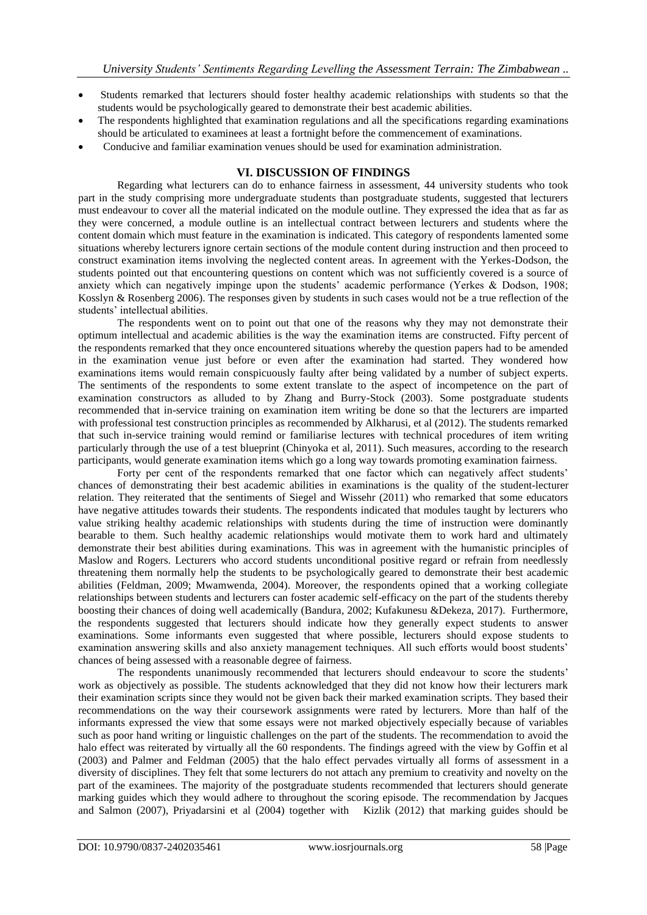- Students remarked that lecturers should foster healthy academic relationships with students so that the students would be psychologically geared to demonstrate their best academic abilities.
- The respondents highlighted that examination regulations and all the specifications regarding examinations should be articulated to examinees at least a fortnight before the commencement of examinations.
- Conducive and familiar examination venues should be used for examination administration.

## VI. DISCUSSION OF FINDINGS

Regarding what lecturers can do to enhance fairness in assessment, 44 university students who took part in the study comprising more undergraduate students than postgraduate students, suggested that lecturers must endeavour to cover all the material indicated on the module outline. They expressed the idea that as far as they were concerned, a module outline is an intellectual contract between lecturers and students where the content domain which must feature in the examination is indicated. This category of respondents lamented some situations whereby lecturers ignore certain sections of the module content during instruction and then proceed to construct examination items involving the neglected content areas. In agreement with the Yerkes-Dodson, the students pointed out that encountering questions on content which was not sufficiently covered is a source of anxiety which can negatively impinge upon the students' academic performance (Yerkes & Dodson, 1908; Kosslyn & Rosenberg 2006). The responses given by students in such cases would not be a true reflection of the students' intellectual abilities.

The respondents went on to point out that one of the reasons why they may not demonstrate their optimum intellectual and academic abilities is the way the examination items are constructed. Fifty percent of the respondents remarked that they once encountered situations whereby the question papers had to be amended in the examination venue just before or even after the examination had started. They wondered how examinations items would remain conspicuously faulty after being validated by a number of subject experts. The sentiments of the respondents to some extent translate to the aspect of incompetence on the part of examination constructors as alluded to by Zhang and Burry-Stock (2003). Some postgraduate students recommended that in-service training on examination item writing be done so that the lecturers are imparted with professional test construction principles as recommended by Alkharusi, et al (2012). The students remarked that such in-service training would remind or familiarise lectures with technical procedures of item writing particularly through the use of a test blueprint (Chinyoka et al, 2011). Such measures, according to the research participants, would generate examination items which go a long way towards promoting examination fairness.

Forty per cent of the respondents remarked that one factor which can negatively affect students' chances of demonstrating their best academic abilities in examinations is the quality of the student-lecturer relation. They reiterated that the sentiments of Siegel and Wissehr (2011) who remarked that some educators have negative attitudes towards their students. The respondents indicated that modules taught by lecturers who value striking healthy academic relationships with students during the time of instruction were dominantly bearable to them. Such healthy academic relationships would motivate them to work hard and ultimately demonstrate their best abilities during examinations. This was in agreement with the humanistic principles of Maslow and Rogers. Lecturers who accord students unconditional positive regard or refrain from needlessly threatening them normally help the students to be psychologically geared to demonstrate their best academic abilities (Feldman, 2009; Mwamwenda, 2004). Moreover, the respondents opined that a working collegiate relationships between students and lecturers can foster academic self-efficacy on the part of the students thereby boosting their chances of doing well academically (Bandura, 2002; Kufakunesu &Dekeza, 2017). Furthermore, the respondents suggested that lecturers should indicate how they generally expect students to answer examinations. Some informants even suggested that where possible, lecturers should expose students to examination answering skills and also anxiety management techniques. All such efforts would boost students' chances of being assessed with a reasonable degree of fairness.

The respondents unanimously recommended that lecturers should endeavour to score the students' work as objectively as possible. The students acknowledged that they did not know how their lecturers mark their examination scripts since they would not be given back their marked examination scripts. They based their recommendations on the way their coursework assignments were rated by lecturers. More than half of the informants expressed the view that some essays were not marked objectively especially because of variables such as poor hand writing or linguistic challenges on the part of the students. The recommendation to avoid the halo effect was reiterated by virtually all the 60 respondents. The findings agreed with the view by Goffin et al (2003) and Palmer and Feldman (2005) that the halo effect pervades virtually all forms of assessment in a diversity of disciplines. They felt that some lecturers do not attach any premium to creativity and novelty on the part of the examinees. The majority of the postgraduate students recommended that lecturers should generate marking guides which they would adhere to throughout the scoring episode. The recommendation by Jacques and Salmon (2007), Priyadarsini et al (2004) together with Kizlik (2012) that marking guides should be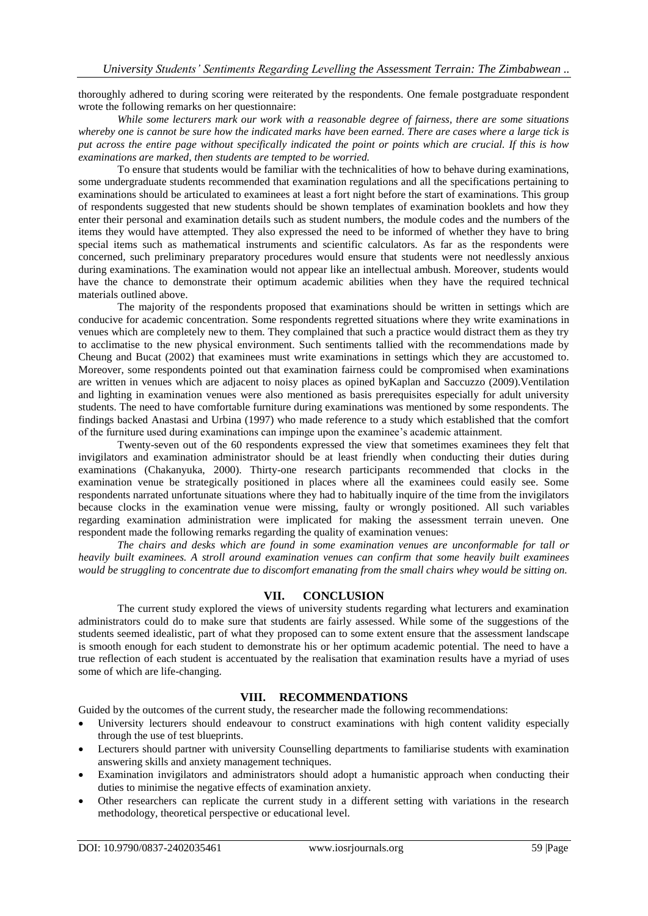thoroughly adhered to during scoring were reiterated by the respondents. One female postgraduate respondent wrote the following remarks on her questionnaire:

*While some lecturers mark our work with a reasonable degree of fairness, there are some situations whereby one is cannot be sure how the indicated marks have been earned. There are cases where a large tick is put across the entire page without specifically indicated the point or points which are crucial. If this is how examinations are marked, then students are tempted to be worried.*

To ensure that students would be familiar with the technicalities of how to behave during examinations, some undergraduate students recommended that examination regulations and all the specifications pertaining to examinations should be articulated to examinees at least a fort night before the start of examinations. This group of respondents suggested that new students should be shown templates of examination booklets and how they enter their personal and examination details such as student numbers, the module codes and the numbers of the items they would have attempted. They also expressed the need to be informed of whether they have to bring special items such as mathematical instruments and scientific calculators. As far as the respondents were concerned, such preliminary preparatory procedures would ensure that students were not needlessly anxious during examinations. The examination would not appear like an intellectual ambush. Moreover, students would have the chance to demonstrate their optimum academic abilities when they have the required technical materials outlined above.

The majority of the respondents proposed that examinations should be written in settings which are conducive for academic concentration. Some respondents regretted situations where they write examinations in venues which are completely new to them. They complained that such a practice would distract them as they try to acclimatise to the new physical environment. Such sentiments tallied with the recommendations made by Cheung and Bucat (2002) that examinees must write examinations in settings which they are accustomed to. Moreover, some respondents pointed out that examination fairness could be compromised when examinations are written in venues which are adjacent to noisy places as opined byKaplan and Saccuzzo (2009).Ventilation and lighting in examination venues were also mentioned as basis prerequisites especially for adult university students. The need to have comfortable furniture during examinations was mentioned by some respondents. The findings backed Anastasi and Urbina (1997) who made reference to a study which established that the comfort of the furniture used during examinations can impinge upon the examinee's academic attainment.

Twenty-seven out of the 60 respondents expressed the view that sometimes examinees they felt that invigilators and examination administrator should be at least friendly when conducting their duties during examinations (Chakanyuka, 2000). Thirty-one research participants recommended that clocks in the examination venue be strategically positioned in places where all the examinees could easily see. Some respondents narrated unfortunate situations where they had to habitually inquire of the time from the invigilators because clocks in the examination venue were missing, faulty or wrongly positioned. All such variables regarding examination administration were implicated for making the assessment terrain uneven. One respondent made the following remarks regarding the quality of examination venues:

*The chairs and desks which are found in some examination venues are unconformable for tall or heavily built examinees. A stroll around examination venues can confirm that some heavily built examinees would be struggling to concentrate due to discomfort emanating from the small chairs whey would be sitting on.*

## VII. CONCLUSION

The current study explored the views of university students regarding what lecturers and examination administrators could do to make sure that students are fairly assessed. While some of the suggestions of the students seemed idealistic, part of what they proposed can to some extent ensure that the assessment landscape is smooth enough for each student to demonstrate his or her optimum academic potential. The need to have a true reflection of each student is accentuated by the realisation that examination results have a myriad of uses some of which are life-changing.

## VIII. RECOMMENDATIONS

Guided by the outcomes of the current study, the researcher made the following recommendations:

- University lecturers should endeavour to construct examinations with high content validity especially through the use of test blueprints.
- Lecturers should partner with university Counselling departments to familiarise students with examination answering skills and anxiety management techniques.
- Examination invigilators and administrators should adopt a humanistic approach when conducting their duties to minimise the negative effects of examination anxiety.
- Other researchers can replicate the current study in a different setting with variations in the research methodology, theoretical perspective or educational level.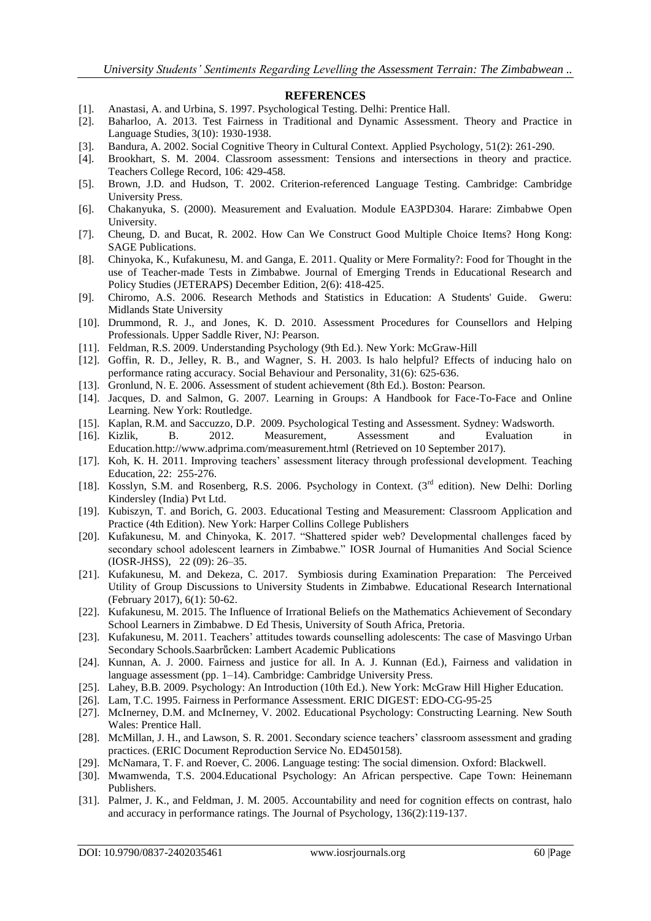## REFERENCES

[1]. Anastasi, A. and Urbina, S. 1997. Psychological Testing. Delhi: Prentice Hall.

[2]. Baharloo, A. 2013. Test Fairness in Traditional and Dynamic Assessment. Theory and Practice in Language Studies, 3(10): 1930-1938.

[3]. Bandura, A. 2002. Social Cognitive Theory in Cultural Context. Applied Psychology, 51(2): 261-290.

[4]. Brookhart, S. M. 2004. Classroom assessment: Tensions and intersections in theory and practice. Teachers College Record, 106: 429-458.

[5]. Brown, J.D. and Hudson, T. 2002. Criterion-referenced Language Testing. Cambridge: Cambridge University Press.

[6]. Chakanyuka, S. (2000). Measurement and Evaluation. Module EA3PD304. Harare: Zimbabwe Open University.

[7]. Cheung, D. and Bucat, R. 2002. How Can We Construct Good Multiple Choice Items? Hong Kong: SAGE Publications.

[8]. Chinyoka, K., Kufakunesu, M. and Ganga, E. 2011. Quality or Mere Formality?: Food for Thought in the use of Teacher-made Tests in Zimbabwe. Journal of Emerging Trends in Educational Research and Policy Studies (JETERAPS) December Edition, 2(6): 418-425.

[9]. Chiromo, A.S. 2006. Research Methods and Statistics in Education: A Students' Guide. Gweru: Midlands State University

[10]. Drummond, R. J., and Jones, K. D. 2010. Assessment Procedures for Counsellors and Helping Professionals. Upper Saddle River, NJ: Pearson.

[11]. Feldman, R.S. 2009. Understanding Psychology (9th Ed.). New York: McGraw-Hill

[12]. Goffin, R. D., Jelley, R. B., and Wagner, S. H. 2003. Is halo helpful? Effects of inducing halo on performance rating accuracy. Social Behaviour and Personality, 31(6): 625-636.

[13]. Gronlund, N. E. 2006. Assessment of student achievement (8th Ed.). Boston: Pearson.

[14]. Jacques, D. and Salmon, G. 2007. Learning in Groups: A Handbook for Face-To-Face and Online Learning. New York: Routledge.

[15]. Kaplan, R.M. and Saccuzzo, D.P. 2009. Psychological Testing and Assessment. Sydney: Wadsworth.

[16]. Kizlik, B. 2012. Measurement, Assessment and Evaluation in Education.http://www.adprima.com/measurement.html (Retrieved on 10 September 2017).

[17]. Koh, K. H. 2011. Improving teachers' assessment literacy through professional development. Teaching Education, 22: 255-276.

[18]. Kosslyn, S.M. and Rosenberg, R.S. 2006. Psychology in Context. (3rd edition). New Delhi: Dorling Kindersley (India) Pvt Ltd.

[19]. Kubiszyn, T. and Borich, G. 2003. Educational Testing and Measurement: Classroom Application and Practice (4th Edition). New York: Harper Collins College Publishers

[20]. Kufakunesu, M. and Chinyoka, K. 2017. "Shattered spider web? Developmental challenges faced by secondary school adolescent learners in Zimbabwe." IOSR Journal of Humanities And Social Science (IOSR-JHSS), 22 (09): 26–35.

[21]. Kufakunesu, M. and Dekeza, C. 2017. Symbiosis during Examination Preparation: The Perceived Utility of Group Discussions to University Students in Zimbabwe. Educational Research International (February 2017), 6(1): 50-62.

[22]. Kufakunesu, M. 2015. The Influence of Irrational Beliefs on the Mathematics Achievement of Secondary School Learners in Zimbabwe. D Ed Thesis, University of South Africa, Pretoria.

[23]. Kufakunesu, M. 2011. Teachers' attitudes towards counselling adolescents: The case of Masvingo Urban Secondary Schools.Saarbrűcken: Lambert Academic Publications

[24]. Kunnan, A. J. 2000. Fairness and justice for all. In A. J. Kunnan (Ed.), Fairness and validation in language assessment (pp. 1–14). Cambridge: Cambridge University Press.

[25]. Lahey, B.B. 2009. Psychology: An Introduction (10th Ed.). New York: McGraw Hill Higher Education.

[26]. Lam, T.C. 1995. Fairness in Performance Assessment. ERIC DIGEST: EDO-CG-95-25

[27]. McInerney, D.M. and McInerney, V. 2002. Educational Psychology: Constructing Learning. New South Wales: Prentice Hall.

[28]. McMillan, J. H., and Lawson, S. R. 2001. Secondary science teachers' classroom assessment and grading practices. (ERIC Document Reproduction Service No. ED450158).

[29]. McNamara, T. F. and Roever, C. 2006. Language testing: The social dimension. Oxford: Blackwell.

[30]. Mwamwenda, T.S. 2004.Educational Psychology: An African perspective. Cape Town: Heinemann Publishers.

[31]. Palmer, J. K., and Feldman, J. M. 2005. Accountability and need for cognition effects on contrast, halo and accuracy in performance ratings. The Journal of Psychology, 136(2):119-137.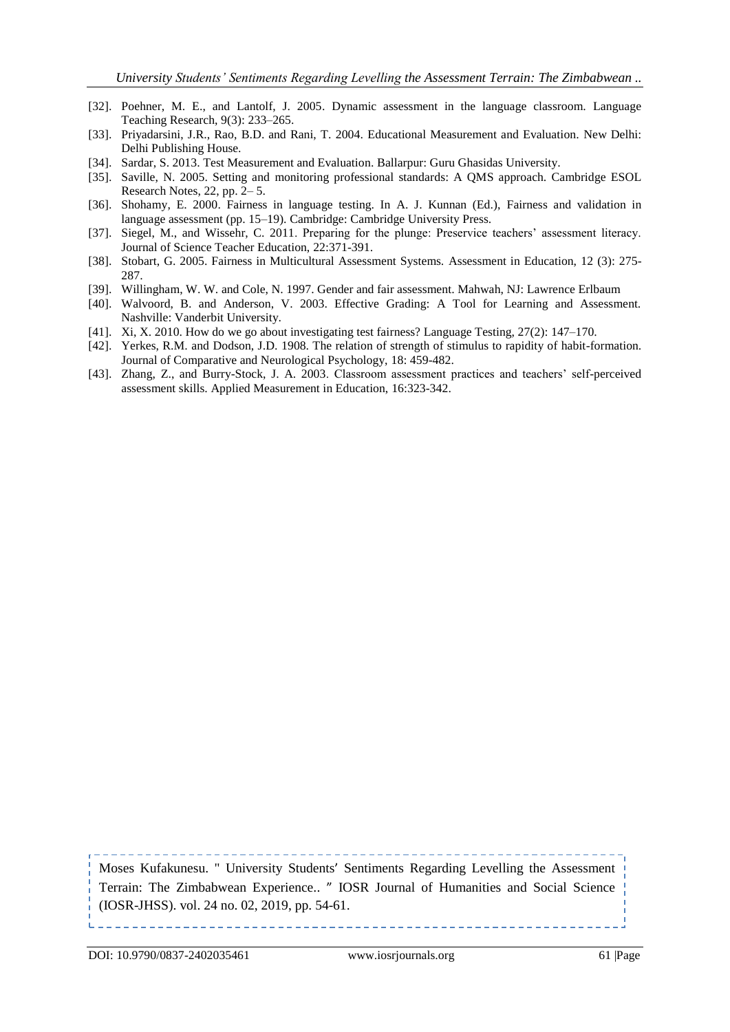[32]. Poehner, M. E., and Lantolf, J. 2005. Dynamic assessment in the language classroom. Language Teaching Research, 9(3): 233–265.

[33]. Priyadarsini, J.R., Rao, B.D. and Rani, T. 2004. Educational Measurement and Evaluation. New Delhi: Delhi Publishing House.

[34]. Sardar, S. 2013. Test Measurement and Evaluation. Ballarpur: Guru Ghasidas University.

[35]. Saville, N. 2005. Setting and monitoring professional standards: A QMS approach. Cambridge ESOL Research Notes, 22, pp. 2– 5.

[36]. Shohamy, E. 2000. Fairness in language testing. In A. J. Kunnan (Ed.), Fairness and validation in language assessment (pp. 15–19). Cambridge: Cambridge University Press.

[37]. Siegel, M., and Wissehr, C. 2011. Preparing for the plunge: Preservice teachers' assessment literacy. Journal of Science Teacher Education, 22:371-391.

[38]. Stobart, G. 2005. Fairness in Multicultural Assessment Systems. Assessment in Education, 12 (3): 275-287.

[39]. Willingham, W. W. and Cole, N. 1997. Gender and fair assessment. Mahwah, NJ: Lawrence Erlbaum

[40]. Walvoord, B. and Anderson, V. 2003. Effective Grading: A Tool for Learning and Assessment. Nashville: Vanderbit University.

[41]. Xi, X. 2010. How do we go about investigating test fairness? Language Testing, 27(2): 147–170.

[42]. Yerkes, R.M. and Dodson, J.D. 1908. The relation of strength of stimulus to rapidity of habit-formation. Journal of Comparative and Neurological Psychology, 18: 459-482.

[43]. Zhang, Z., and Burry-Stock, J. A. 2003. Classroom assessment practices and teachers' self-perceived assessment skills. Applied Measurement in Education, 16:323-342.

Moses Kufakunesu. " University Students′ Sentiments Regarding Levelling the Assessment Terrain: The Zimbabwean Experience.. ″ IOSR Journal of Humanities and Social Science (IOSR-JHSS). vol. 24 no. 02, 2019, pp. 54-61.